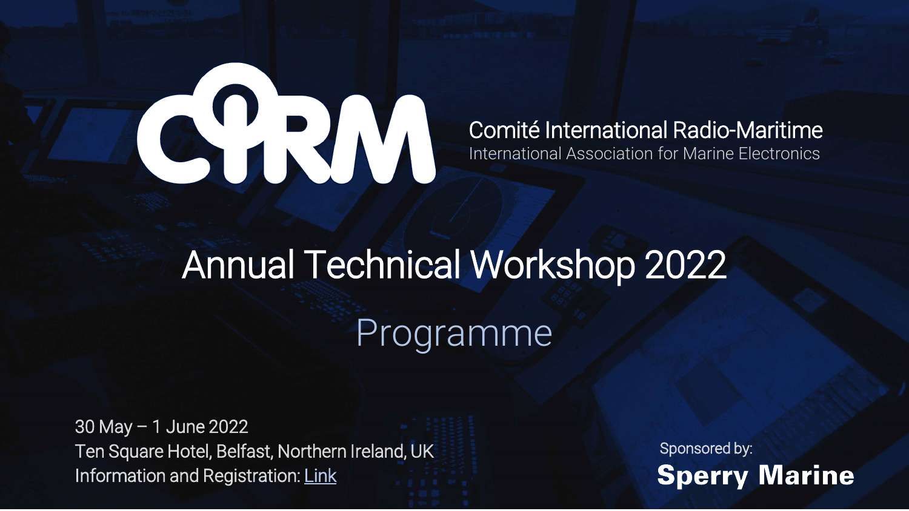# CIRM

Comité International Radio-Maritime

International Association for Marine Electronics

# Annual Technical Workshop 2022

## Programme

30 May – 1 June 2022

Ten Square Hotel, Belfast, Northern Ireland, UK

Information and Registration: Link

Sponsored by:

**Sperry Marine**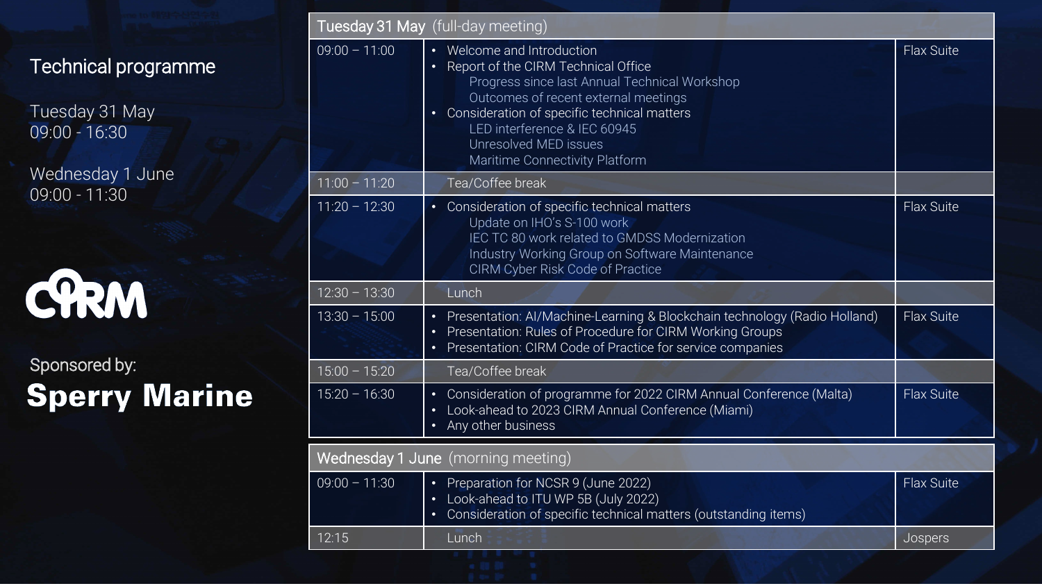## Technical programme

Tuesday 31 May
09:00 - 16:30

Wednesday 1 June
09:00 - 11:30

CIRM

Sponsored by:
**Sperry Marine**

| **Tuesday 31 May** (full-day meeting) | | |
|---|---|---|
| 09:00 – 11:00 | • Welcome and Introduction<br>• Report of the CIRM Technical Office<br>Progress since last Annual Technical Workshop<br>Outcomes of recent external meetings<br>• Consideration of specific technical matters<br>LED interference & IEC 60945<br>Unresolved MED issues<br>Maritime Connectivity Platform | Flax Suite |
| 11:00 – 11:20 | Tea/Coffee break | |
| 11:20 – 12:30 | • Consideration of specific technical matters<br>Update on IHO's S-100 work<br>IEC TC 80 work related to GMDSS Modernization<br>Industry Working Group on Software Maintenance<br>CIRM Cyber Risk Code of Practice | Flax Suite |
| 12:30 – 13:30 | Lunch | |
| 13:30 – 15:00 | • Presentation: AI/Machine-Learning & Blockchain technology (Radio Holland)<br>• Presentation: Rules of Procedure for CIRM Working Groups<br>• Presentation: CIRM Code of Practice for service companies | Flax Suite |
| 15:00 – 15:20 | Tea/Coffee break | |
| 15:20 – 16:30 | • Consideration of programme for 2022 CIRM Annual Conference (Malta)<br>• Look-ahead to 2023 CIRM Annual Conference (Miami)<br>• Any other business | Flax Suite |

| **Wednesday 1 June** (morning meeting) | | |
|---|---|---|
| 09:00 – 11:30 | • Preparation for NCSR 9 (June 2022)<br>• Look-ahead to ITU WP 5B (July 2022)<br>• Consideration of specific technical matters (outstanding items) | Flax Suite |
| 12:15 | Lunch | Jospers |